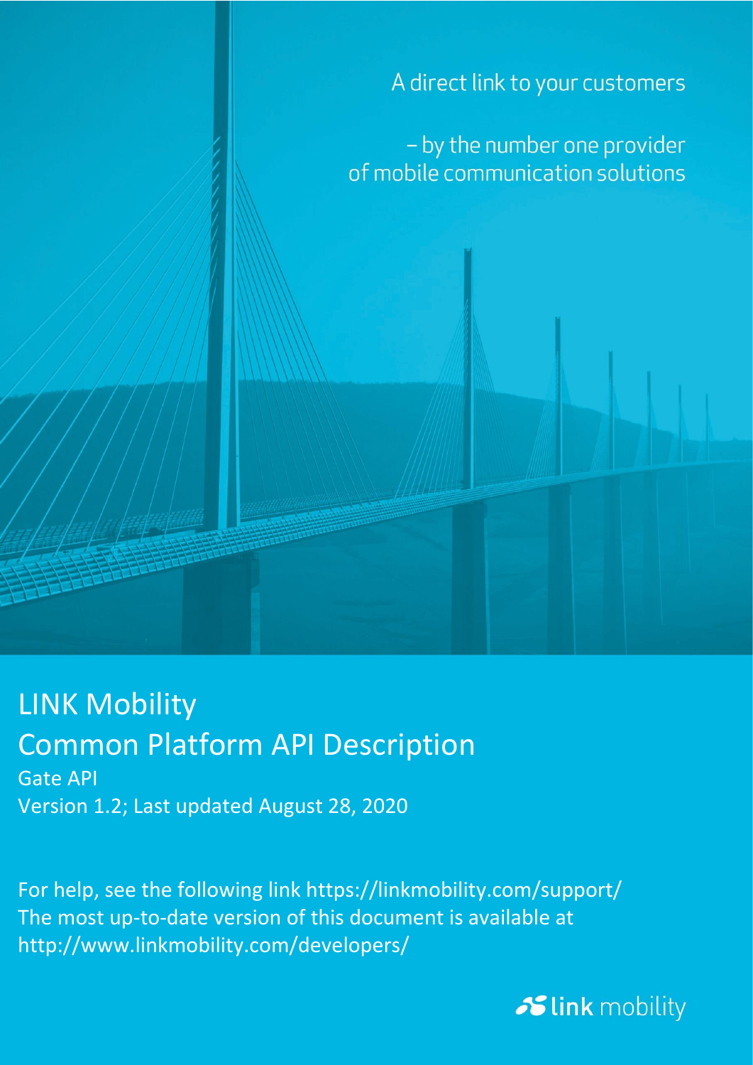A direct link to your customers

– by the number one provider of mobile communication solutions

# LINK Mobility

# Common Platform API Description

Gate API

Version 1.2; Last updated August 28, 2020

For help, see the following link https://linkmobility.com/support/

The most up-to-date version of this document is available at http://www.linkmobility.com/developers/

link mobility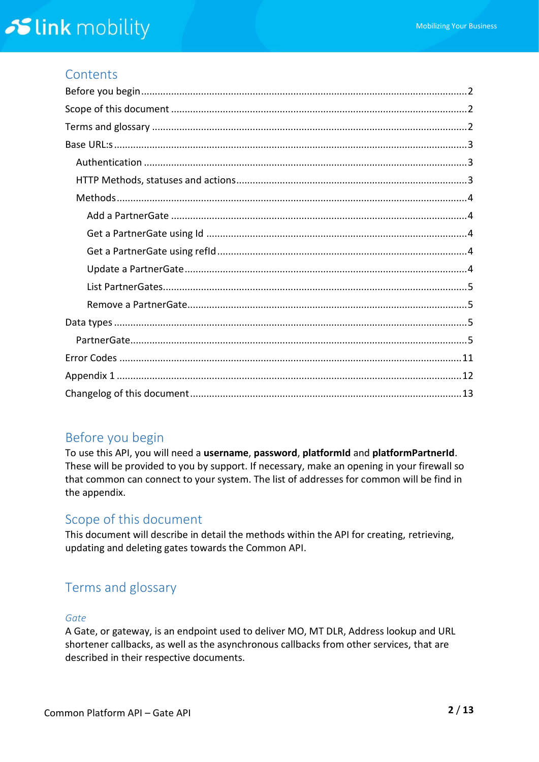## Contents

- Before you begin ........ 2
- Scope of this document ........ 2
- Terms and glossary ........ 2
- Base URL:s ........ 3
  - Authentication ........ 3
  - HTTP Methods, statuses and actions ........ 3
  - Methods ........ 4
    - Add a PartnerGate ........ 4
    - Get a PartnerGate using Id ........ 4
    - Get a PartnerGate using refId ........ 4
    - Update a PartnerGate ........ 4
    - List PartnerGates ........ 5
    - Remove a PartnerGate ........ 5
- Data types ........ 5
  - PartnerGate ........ 5
- Error Codes ........ 11
- Appendix 1 ........ 12
- Changelog of this document ........ 13

## Before you begin

To use this API, you will need a **username**, **password**, **platformId** and **platformPartnerId**. These will be provided to you by support. If necessary, make an opening in your firewall so that common can connect to your system. The list of addresses for common will be find in the appendix.

## Scope of this document

This document will describe in detail the methods within the API for creating, retrieving, updating and deleting gates towards the Common API.

## Terms and glossary

### *Gate*

A Gate, or gateway, is an endpoint used to deliver MO, MT DLR, Address lookup and URL shortener callbacks, as well as the asynchronous callbacks from other services, that are described in their respective documents.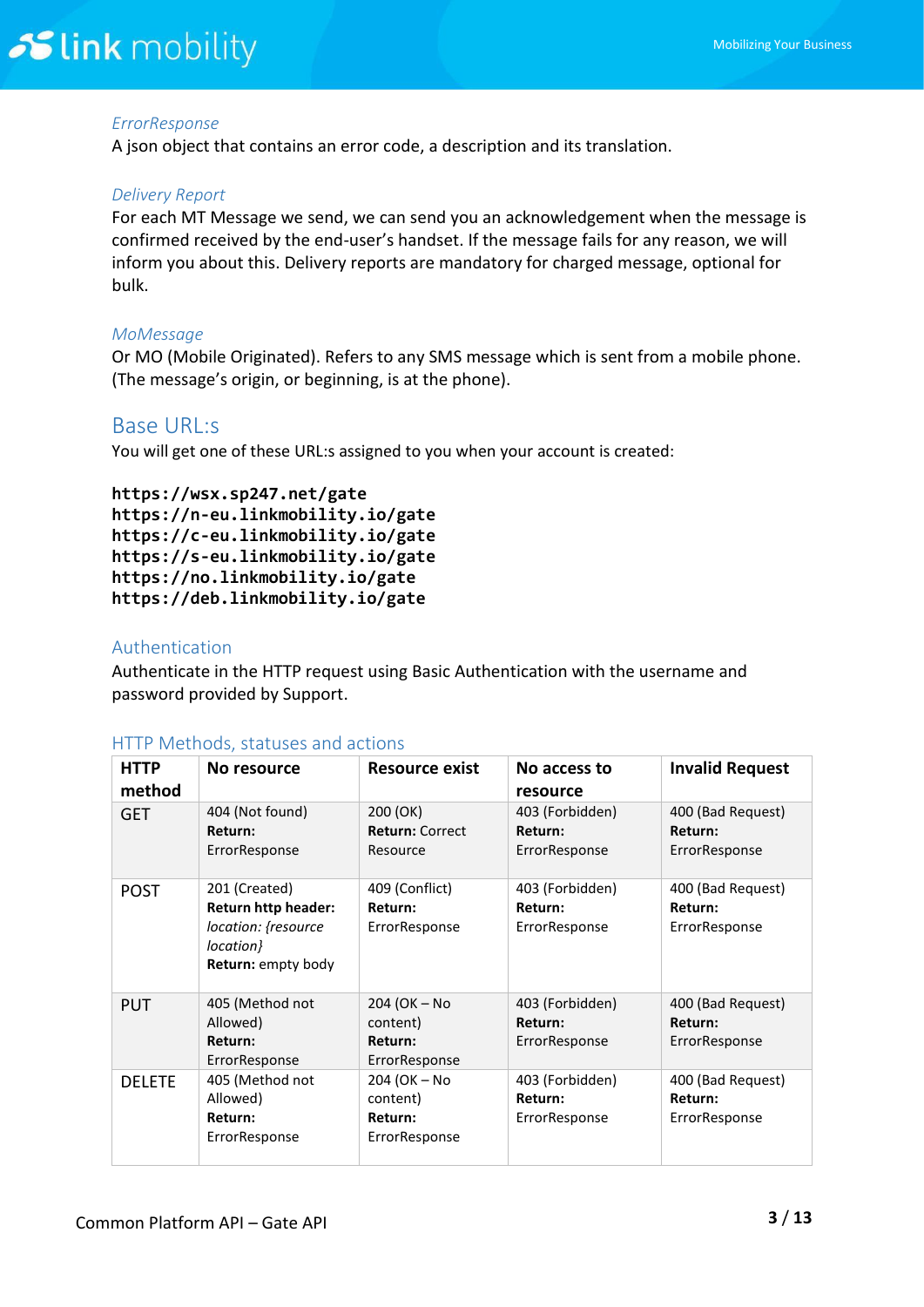*ErrorResponse*

A json object that contains an error code, a description and its translation.

*Delivery Report*

For each MT Message we send, we can send you an acknowledgement when the message is confirmed received by the end-user's handset. If the message fails for any reason, we will inform you about this. Delivery reports are mandatory for charged message, optional for bulk.

*MoMessage*

Or MO (Mobile Originated). Refers to any SMS message which is sent from a mobile phone. (The message's origin, or beginning, is at the phone).

## Base URL:s

You will get one of these URL:s assigned to you when your account is created:

```
https://wsx.sp247.net/gate
https://n-eu.linkmobility.io/gate
https://c-eu.linkmobility.io/gate
https://s-eu.linkmobility.io/gate
https://no.linkmobility.io/gate
https://deb.linkmobility.io/gate
```

### Authentication

Authenticate in the HTTP request using Basic Authentication with the username and password provided by Support.

### HTTP Methods, statuses and actions

| HTTP method | No resource | Resource exist | No access to resource | Invalid Request |
|---|---|---|---|---|
| GET | 404 (Not found) **Return:** ErrorResponse | 200 (OK) **Return:** Correct Resource | 403 (Forbidden) **Return:** ErrorResponse | 400 (Bad Request) **Return:** ErrorResponse |
| POST | 201 (Created) **Return http header:** *location: {resource location}* **Return:** empty body | 409 (Conflict) **Return:** ErrorResponse | 403 (Forbidden) **Return:** ErrorResponse | 400 (Bad Request) **Return:** ErrorResponse |
| PUT | 405 (Method not Allowed) **Return:** ErrorResponse | 204 (OK – No content) **Return:** ErrorResponse | 403 (Forbidden) **Return:** ErrorResponse | 400 (Bad Request) **Return:** ErrorResponse |
| DELETE | 405 (Method not Allowed) **Return:** ErrorResponse | 204 (OK – No content) **Return:** ErrorResponse | 403 (Forbidden) **Return:** ErrorResponse | 400 (Bad Request) **Return:** ErrorResponse |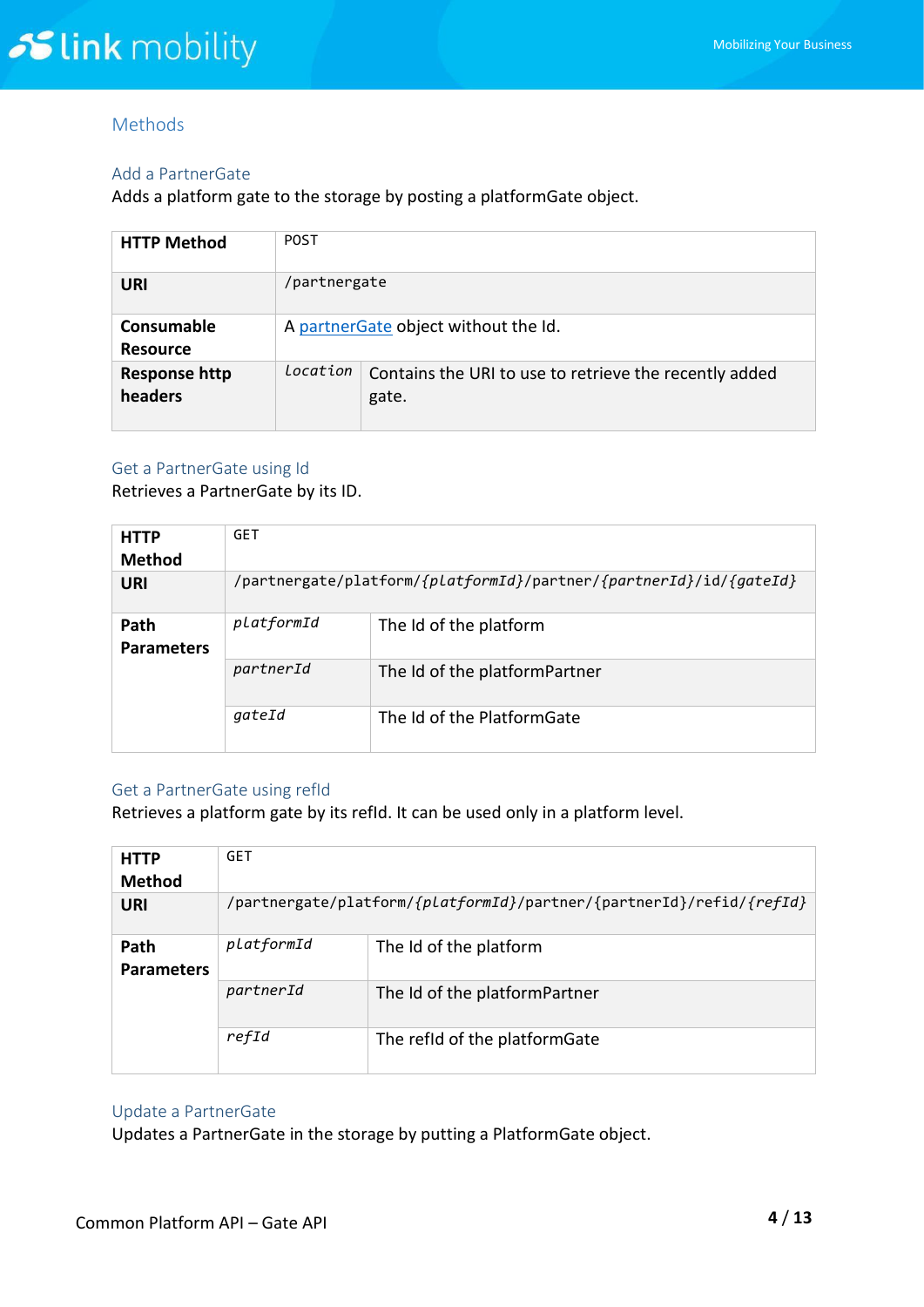## Methods

### Add a PartnerGate

Adds a platform gate to the storage by posting a platformGate object.

| | | |
|---|---|---|
| **HTTP Method** | POST | |
| **URI** | /partnergate | |
| **Consumable Resource** | A partnerGate object without the Id. | |
| **Response http headers** | *location* | Contains the URI to use to retrieve the recently added gate. |

### Get a PartnerGate using Id

Retrieves a PartnerGate by its ID.

| | | |
|---|---|---|
| **HTTP Method** | GET | |
| **URI** | /partnergate/platform/*{platformId}*/partner/*{partnerId}*/id/*{gateId}* | |
| **Path Parameters** | *platformId* | The Id of the platform |
| | *partnerId* | The Id of the platformPartner |
| | *gateId* | The Id of the PlatformGate |

### Get a PartnerGate using refId

Retrieves a platform gate by its refId. It can be used only in a platform level.

| | | |
|---|---|---|
| **HTTP Method** | GET | |
| **URI** | /partnergate/platform/*{platformId}*/partner/{partnerId}/refid/*{refId}* | |
| **Path Parameters** | *platformId* | The Id of the platform |
| | *partnerId* | The Id of the platformPartner |
| | *refId* | The refId of the platformGate |

### Update a PartnerGate

Updates a PartnerGate in the storage by putting a PlatformGate object.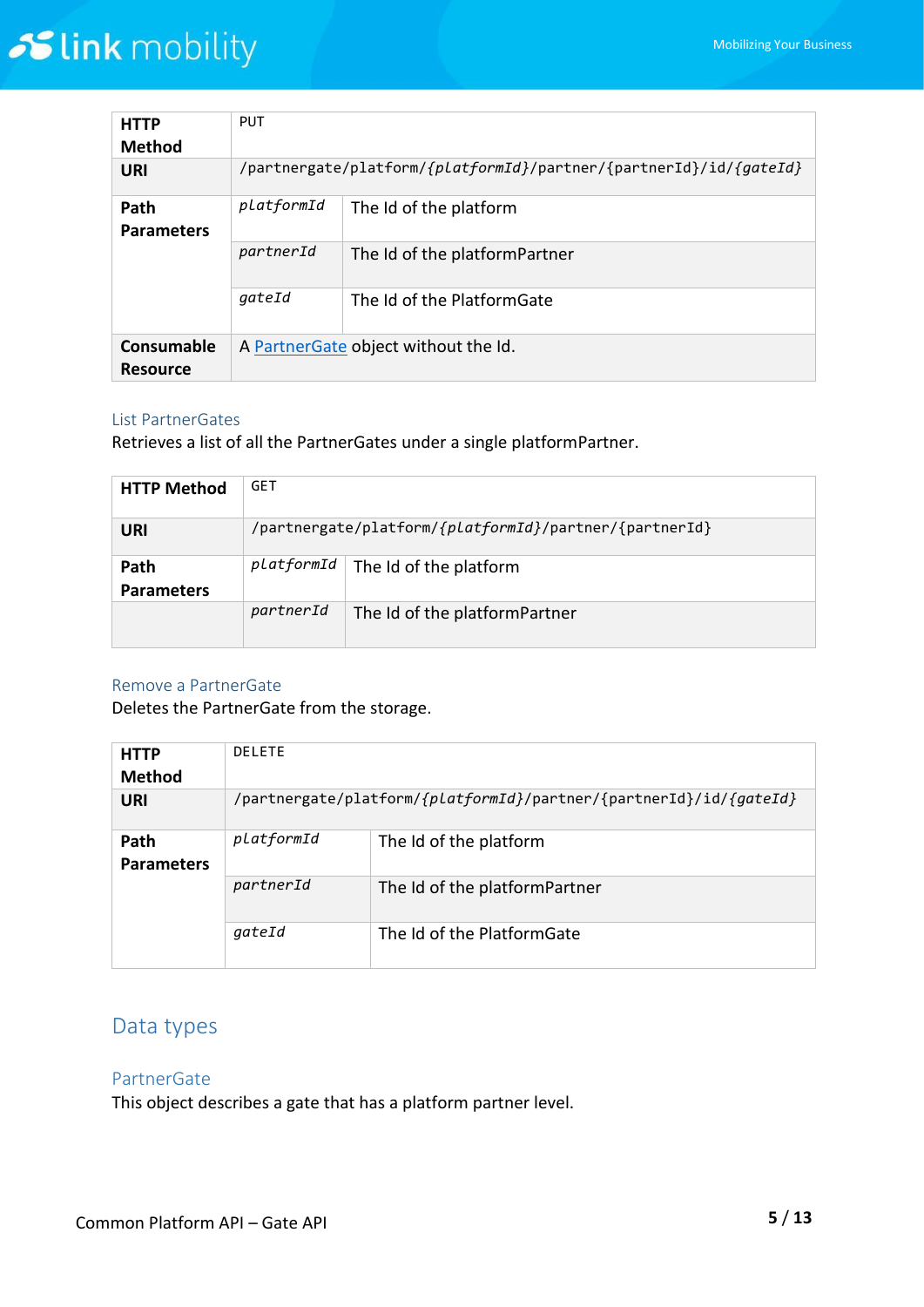| HTTP Method | PUT | |
|---|---|---|
| URI | /partnergate/platform/*{platformId}*/partner/{partnerId}/id/*{gateId}* | |
| Path Parameters | *platformId* | The Id of the platform |
| | *partnerId* | The Id of the platformPartner |
| | *gateId* | The Id of the PlatformGate |
| Consumable Resource | A PartnerGate object without the Id. | |

### List PartnerGates

Retrieves a list of all the PartnerGates under a single platformPartner.

| HTTP Method | GET | |
|---|---|---|
| URI | /partnergate/platform/*{platformId}*/partner/{partnerId} | |
| Path Parameters | *platformId* | The Id of the platform |
| | *partnerId* | The Id of the platformPartner |

### Remove a PartnerGate

Deletes the PartnerGate from the storage.

| HTTP Method | DELETE | |
|---|---|---|
| URI | /partnergate/platform/*{platformId}*/partner/{partnerId}/id/*{gateId}* | |
| Path Parameters | *platformId* | The Id of the platform |
| | *partnerId* | The Id of the platformPartner |
| | *gateId* | The Id of the PlatformGate |

## Data types

### PartnerGate

This object describes a gate that has a platform partner level.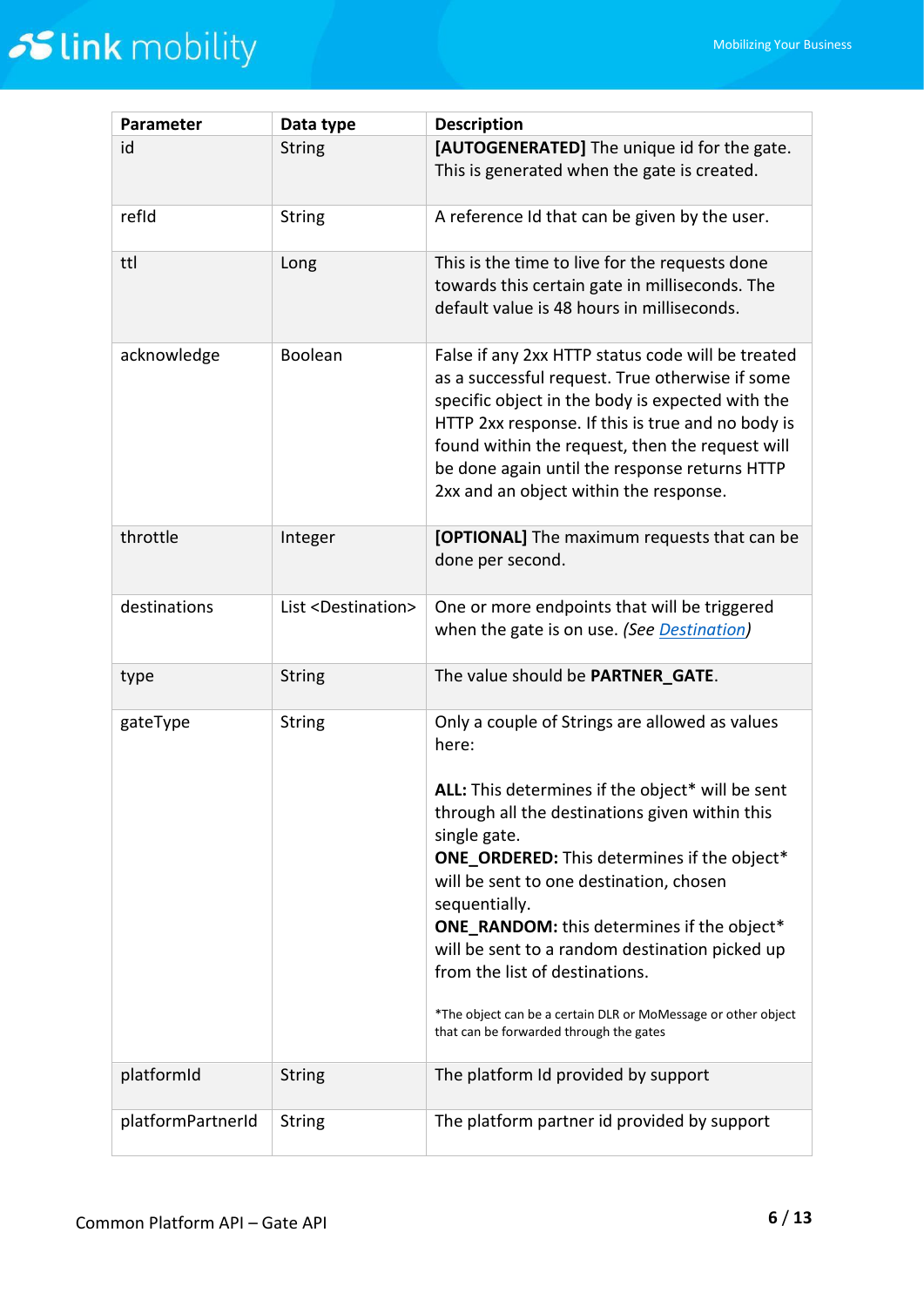| Parameter | Data type | Description |
|---|---|---|
| id | String | **[AUTOGENERATED]** The unique id for the gate. This is generated when the gate is created. |
| refId | String | A reference Id that can be given by the user. |
| ttl | Long | This is the time to live for the requests done towards this certain gate in milliseconds. The default value is 48 hours in milliseconds. |
| acknowledge | Boolean | False if any 2xx HTTP status code will be treated as a successful request. True otherwise if some specific object in the body is expected with the HTTP 2xx response. If this is true and no body is found within the request, then the request will be done again until the response returns HTTP 2xx and an object within the response. |
| throttle | Integer | **[OPTIONAL]** The maximum requests that can be done per second. |
| destinations | List <Destination> | One or more endpoints that will be triggered when the gate is on use. *(See Destination)* |
| type | String | The value should be **PARTNER_GATE**. |
| gateType | String | Only a couple of Strings are allowed as values here:<br><br>**ALL:** This determines if the object* will be sent through all the destinations given within this single gate.<br>**ONE_ORDERED:** This determines if the object* will be sent to one destination, chosen sequentially.<br>**ONE_RANDOM:** this determines if the object* will be sent to a random destination picked up from the list of destinations.<br><br>*The object can be a certain DLR or MoMessage or other object that can be forwarded through the gates |
| platformId | String | The platform Id provided by support |
| platformPartnerId | String | The platform partner id provided by support |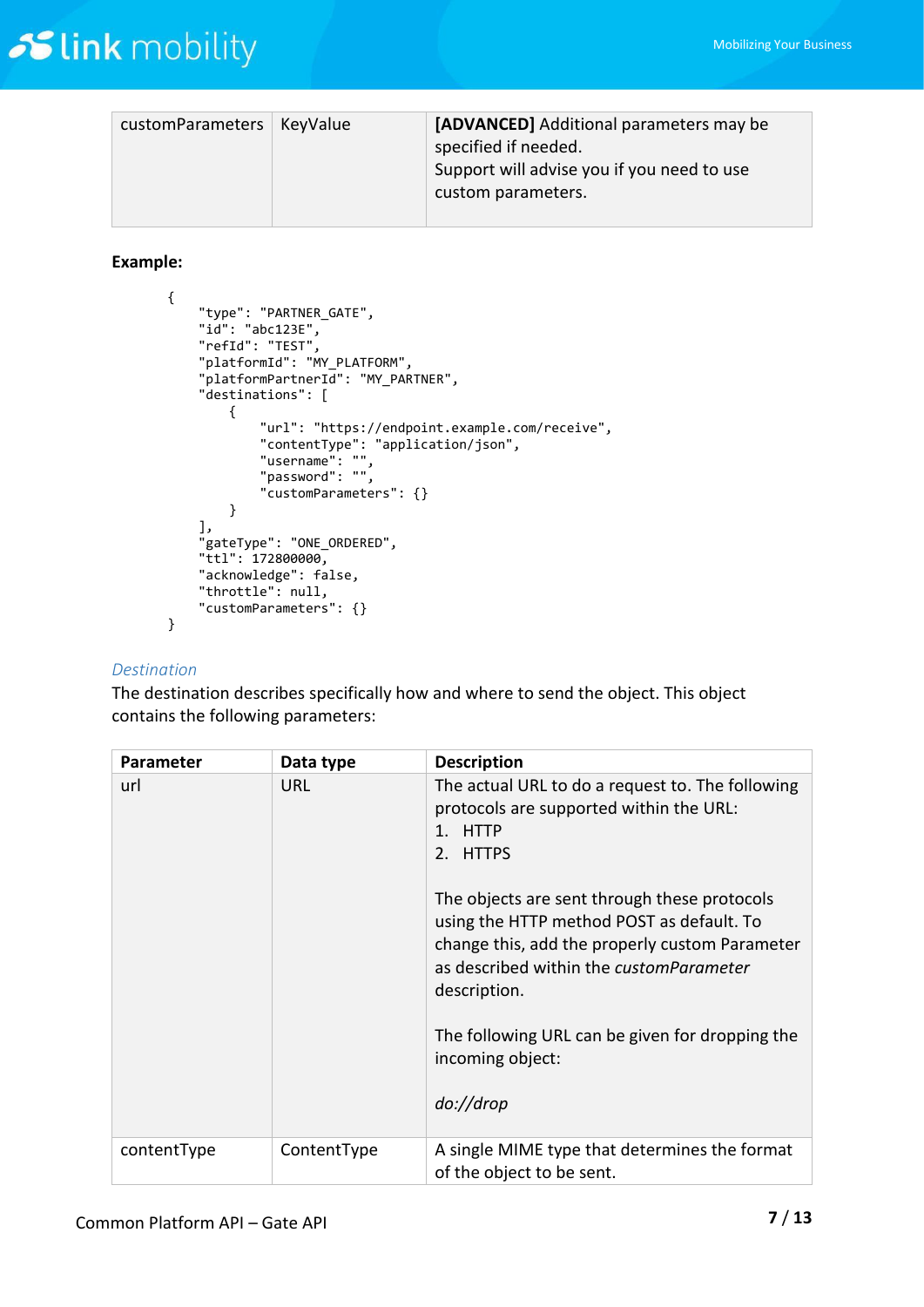| | | |
|---|---|---|
| customParameters | KeyValue | **[ADVANCED]** Additional parameters may be specified if needed.<br>Support will advise you if you need to use custom parameters. |

**Example:**

```
{
    "type": "PARTNER_GATE",
    "id": "abc123E",
    "refId": "TEST",
    "platformId": "MY_PLATFORM",
    "platformPartnerId": "MY_PARTNER",
    "destinations": [
        {
            "url": "https://endpoint.example.com/receive",
            "contentType": "application/json",
            "username": "",
            "password": "",
            "customParameters": {}
        }
    ],
    "gateType": "ONE_ORDERED",
    "ttl": 172800000,
    "acknowledge": false,
    "throttle": null,
    "customParameters": {}
}
```

### *Destination*

The destination describes specifically how and where to send the object. This object contains the following parameters:

| Parameter | Data type | Description |
|---|---|---|
| url | URL | The actual URL to do a request to. The following protocols are supported within the URL:<br>1. HTTP<br>2. HTTPS<br><br>The objects are sent through these protocols using the HTTP method POST as default. To change this, add the properly custom Parameter as described within the *customParameter* description.<br><br>The following URL can be given for dropping the incoming object:<br><br>*do://drop* |
| contentType | ContentType | A single MIME type that determines the format of the object to be sent. |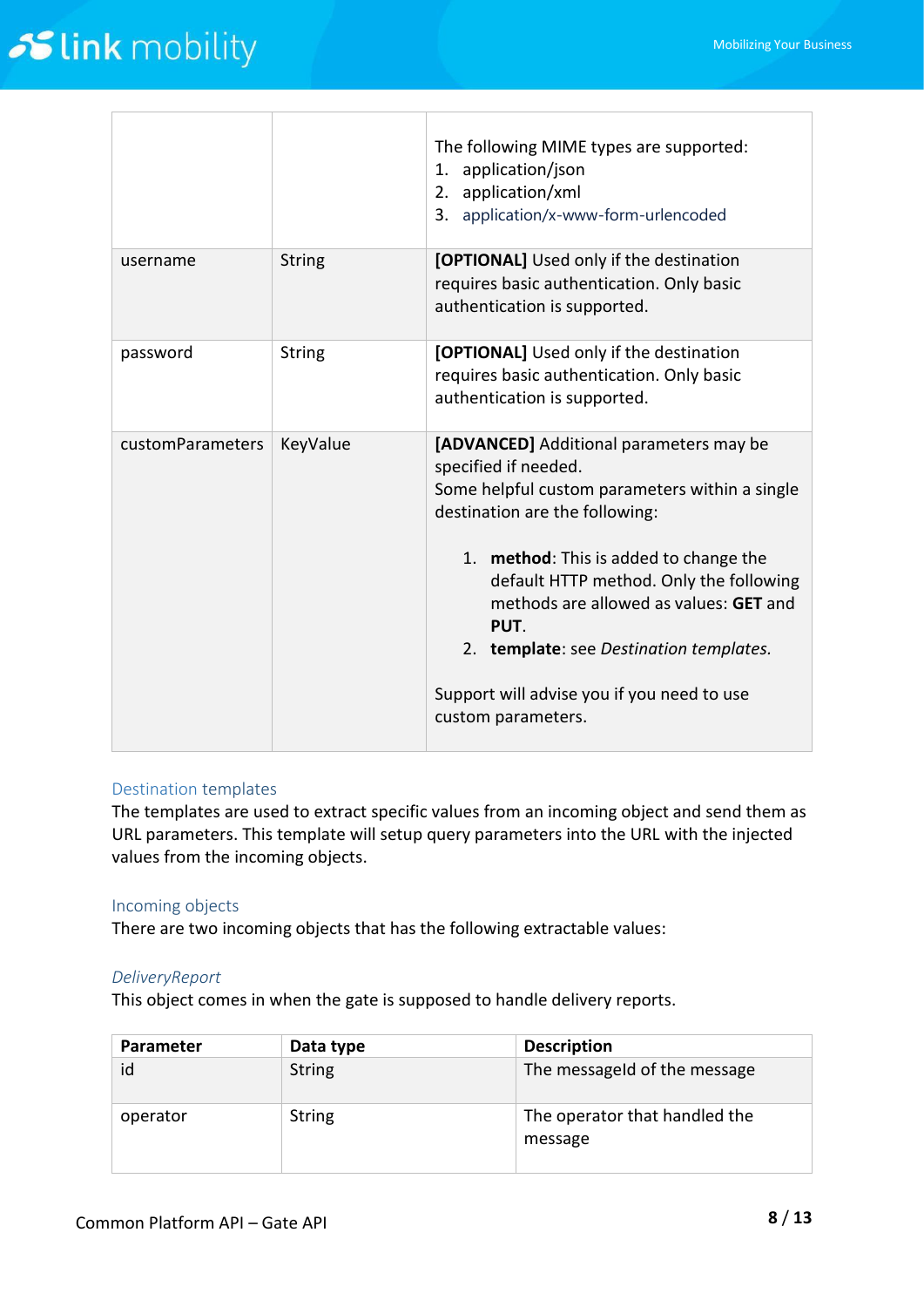|  |  | The following MIME types are supported:<br>1. application/json<br>2. application/xml<br>3. application/x-www-form-urlencoded |
| --- | --- | --- |
| username | String | **[OPTIONAL]** Used only if the destination requires basic authentication. Only basic authentication is supported. |
| password | String | **[OPTIONAL]** Used only if the destination requires basic authentication. Only basic authentication is supported. |
| customParameters | KeyValue | **[ADVANCED]** Additional parameters may be specified if needed.<br>Some helpful custom parameters within a single destination are the following:<br><br>1. **method**: This is added to change the default HTTP method. Only the following methods are allowed as values: **GET** and **PUT**.<br>2. **template**: see *Destination templates.*<br><br>Support will advise you if you need to use custom parameters. |

### Destination templates

The templates are used to extract specific values from an incoming object and send them as URL parameters. This template will setup query parameters into the URL with the injected values from the incoming objects.

### Incoming objects

There are two incoming objects that has the following extractable values:

#### *DeliveryReport*

This object comes in when the gate is supposed to handle delivery reports.

| Parameter | Data type | Description |
| --- | --- | --- |
| id | String | The messageId of the message |
| operator | String | The operator that handled the message |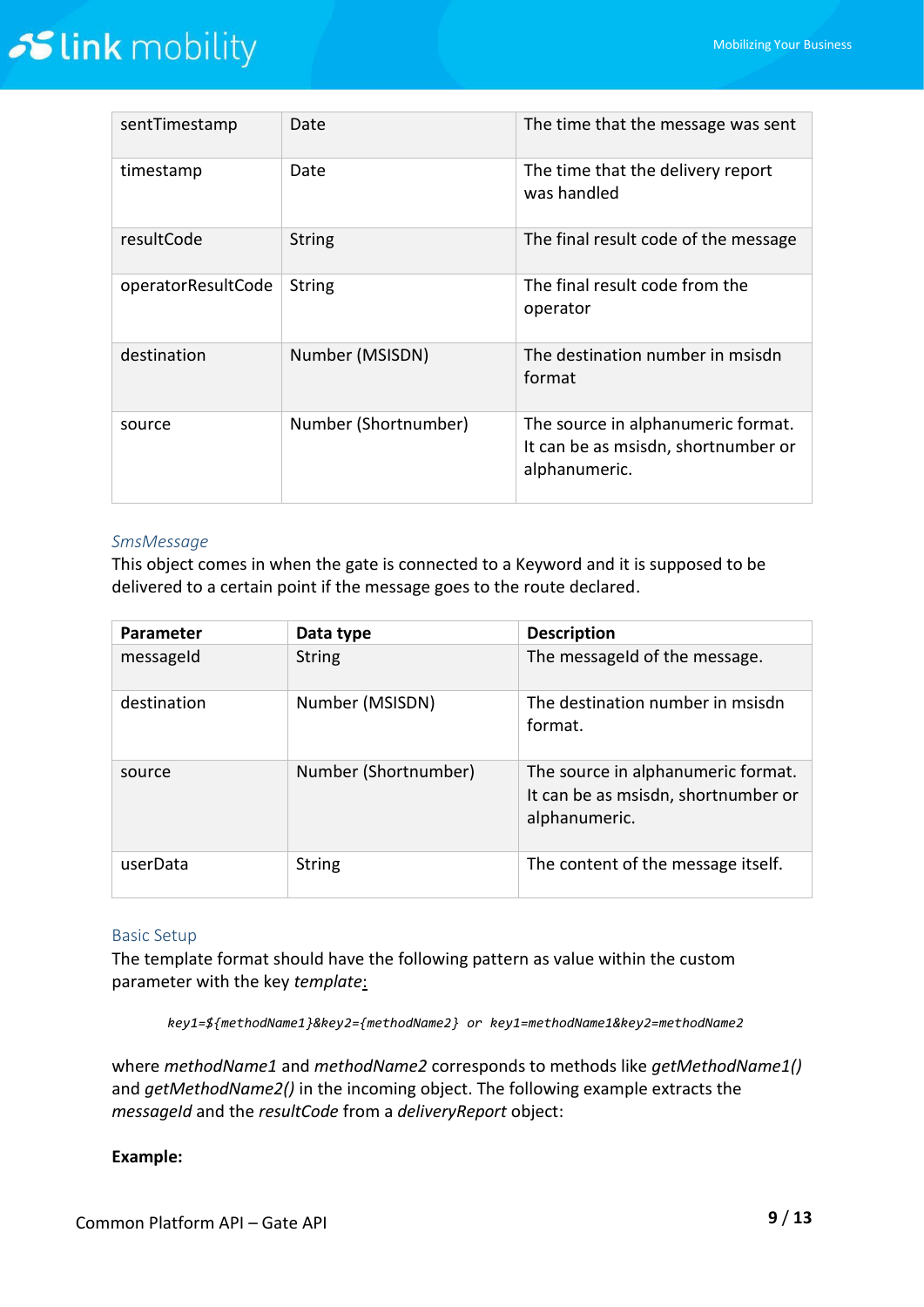| sentTimestamp | Date | The time that the message was sent |
|---|---|---|
| timestamp | Date | The time that the delivery report was handled |
| resultCode | String | The final result code of the message |
| operatorResultCode | String | The final result code from the operator |
| destination | Number (MSISDN) | The destination number in msisdn format |
| source | Number (Shortnumber) | The source in alphanumeric format. It can be as msisdn, shortnumber or alphanumeric. |

### *SmsMessage*

This object comes in when the gate is connected to a Keyword and it is supposed to be delivered to a certain point if the message goes to the route declared.

| Parameter | Data type | Description |
|---|---|---|
| messageId | String | The messageId of the message. |
| destination | Number (MSISDN) | The destination number in msisdn format. |
| source | Number (Shortnumber) | The source in alphanumeric format. It can be as msisdn, shortnumber or alphanumeric. |
| userData | String | The content of the message itself. |

### Basic Setup

The template format should have the following pattern as value within the custom parameter with the key *template*:

```
key1=${methodName1}&key2={methodName2} or key1=methodName1&key2=methodName2
```

where *methodName1* and *methodName2* corresponds to methods like *getMethodName1()* and *getMethodName2()* in the incoming object. The following example extracts the *messageId* and the *resultCode* from a *deliveryReport* object:

**Example:**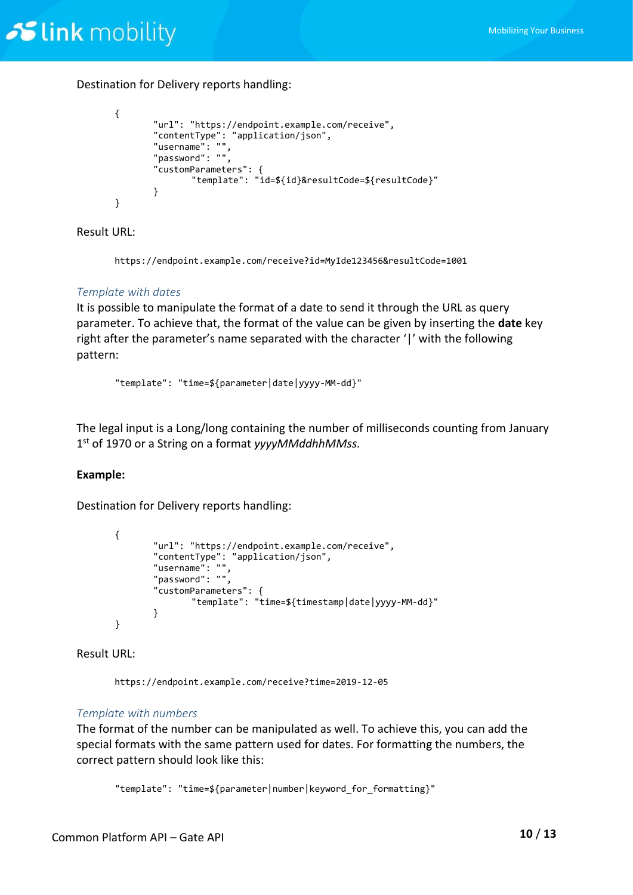Destination for Delivery reports handling:

```
{
        "url": "https://endpoint.example.com/receive",
        "contentType": "application/json",
        "username": "",
        "password": "",
        "customParameters": {
                "template": "id=${id}&resultCode=${resultCode}"
        }
}
```

Result URL:

```
https://endpoint.example.com/receive?id=MyIde123456&resultCode=1001
```

### *Template with dates*

It is possible to manipulate the format of a date to send it through the URL as query parameter. To achieve that, the format of the value can be given by inserting the **date** key right after the parameter's name separated with the character '|' with the following pattern:

```
"template": "time=${parameter|date|yyyy-MM-dd}"
```

The legal input is a Long/long containing the number of milliseconds counting from January 1st of 1970 or a String on a format *yyyyMMddhhMMss.*

**Example:**

Destination for Delivery reports handling:

```
{
        "url": "https://endpoint.example.com/receive",
        "contentType": "application/json",
        "username": "",
        "password": "",
        "customParameters": {
                "template": "time=${timestamp|date|yyyy-MM-dd}"
        }
}
```

Result URL:

```
https://endpoint.example.com/receive?time=2019-12-05
```

### *Template with numbers*

The format of the number can be manipulated as well. To achieve this, you can add the special formats with the same pattern used for dates. For formatting the numbers, the correct pattern should look like this:

```
"template": "time=${parameter|number|keyword_for_formatting}"
```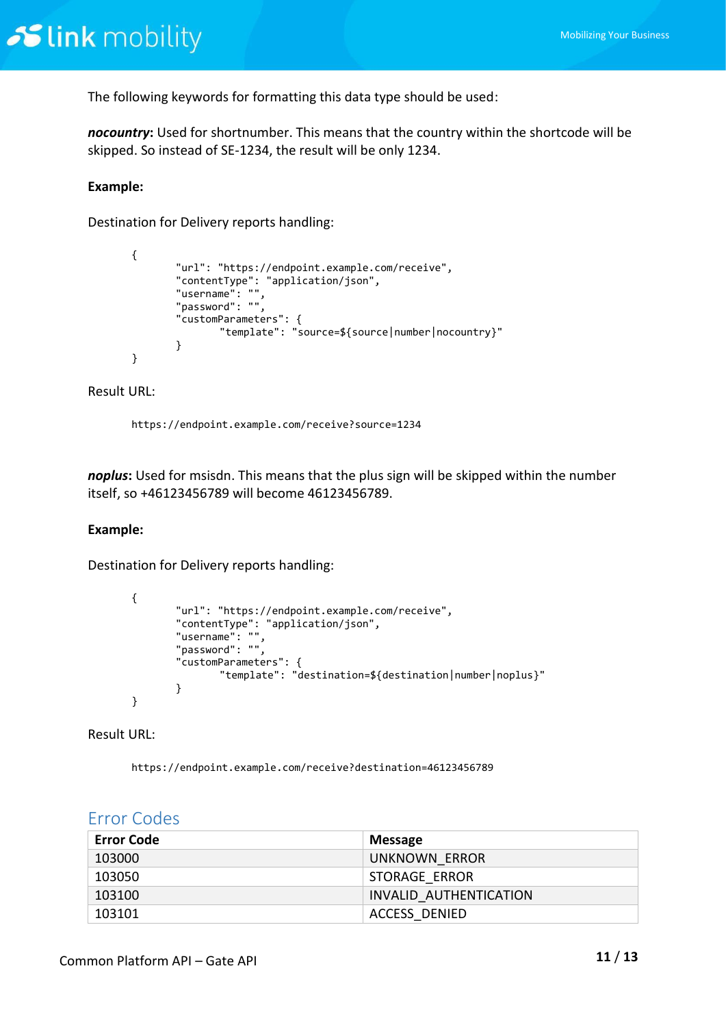The following keywords for formatting this data type should be used:

***nocountry***: Used for shortnumber. This means that the country within the shortcode will be skipped. So instead of SE-1234, the result will be only 1234.

**Example:**

Destination for Delivery reports handling:

```
{
        "url": "https://endpoint.example.com/receive",
        "contentType": "application/json",
        "username": "",
        "password": "",
        "customParameters": {
                "template": "source=${source|number|nocountry}"
        }
}
```

Result URL:

```
https://endpoint.example.com/receive?source=1234
```

***noplus***: Used for msisdn. This means that the plus sign will be skipped within the number itself, so +46123456789 will become 46123456789.

**Example:**

Destination for Delivery reports handling:

```
{
        "url": "https://endpoint.example.com/receive",
        "contentType": "application/json",
        "username": "",
        "password": "",
        "customParameters": {
                "template": "destination=${destination|number|noplus}"
        }
}
```

Result URL:

```
https://endpoint.example.com/receive?destination=46123456789
```

## Error Codes

| Error Code | Message |
| --- | --- |
| 103000 | UNKNOWN_ERROR |
| 103050 | STORAGE_ERROR |
| 103100 | INVALID_AUTHENTICATION |
| 103101 | ACCESS_DENIED |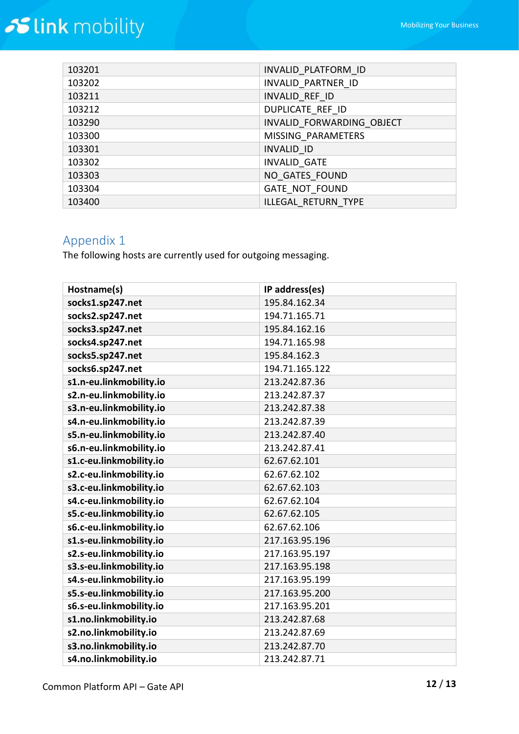| | |
|---|---|
| 103201 | INVALID_PLATFORM_ID |
| 103202 | INVALID_PARTNER_ID |
| 103211 | INVALID_REF_ID |
| 103212 | DUPLICATE_REF_ID |
| 103290 | INVALID_FORWARDING_OBJECT |
| 103300 | MISSING_PARAMETERS |
| 103301 | INVALID_ID |
| 103302 | INVALID_GATE |
| 103303 | NO_GATES_FOUND |
| 103304 | GATE_NOT_FOUND |
| 103400 | ILLEGAL_RETURN_TYPE |

## Appendix 1

The following hosts are currently used for outgoing messaging.

| Hostname(s) | IP address(es) |
|---|---|
| **socks1.sp247.net** | 195.84.162.34 |
| **socks2.sp247.net** | 194.71.165.71 |
| **socks3.sp247.net** | 195.84.162.16 |
| **socks4.sp247.net** | 194.71.165.98 |
| **socks5.sp247.net** | 195.84.162.3 |
| **socks6.sp247.net** | 194.71.165.122 |
| **s1.n-eu.linkmobility.io** | 213.242.87.36 |
| **s2.n-eu.linkmobility.io** | 213.242.87.37 |
| **s3.n-eu.linkmobility.io** | 213.242.87.38 |
| **s4.n-eu.linkmobility.io** | 213.242.87.39 |
| **s5.n-eu.linkmobility.io** | 213.242.87.40 |
| **s6.n-eu.linkmobility.io** | 213.242.87.41 |
| **s1.c-eu.linkmobility.io** | 62.67.62.101 |
| **s2.c-eu.linkmobility.io** | 62.67.62.102 |
| **s3.c-eu.linkmobility.io** | 62.67.62.103 |
| **s4.c-eu.linkmobility.io** | 62.67.62.104 |
| **s5.c-eu.linkmobility.io** | 62.67.62.105 |
| **s6.c-eu.linkmobility.io** | 62.67.62.106 |
| **s1.s-eu.linkmobility.io** | 217.163.95.196 |
| **s2.s-eu.linkmobility.io** | 217.163.95.197 |
| **s3.s-eu.linkmobility.io** | 217.163.95.198 |
| **s4.s-eu.linkmobility.io** | 217.163.95.199 |
| **s5.s-eu.linkmobility.io** | 217.163.95.200 |
| **s6.s-eu.linkmobility.io** | 217.163.95.201 |
| **s1.no.linkmobility.io** | 213.242.87.68 |
| **s2.no.linkmobility.io** | 213.242.87.69 |
| **s3.no.linkmobility.io** | 213.242.87.70 |
| **s4.no.linkmobility.io** | 213.242.87.71 |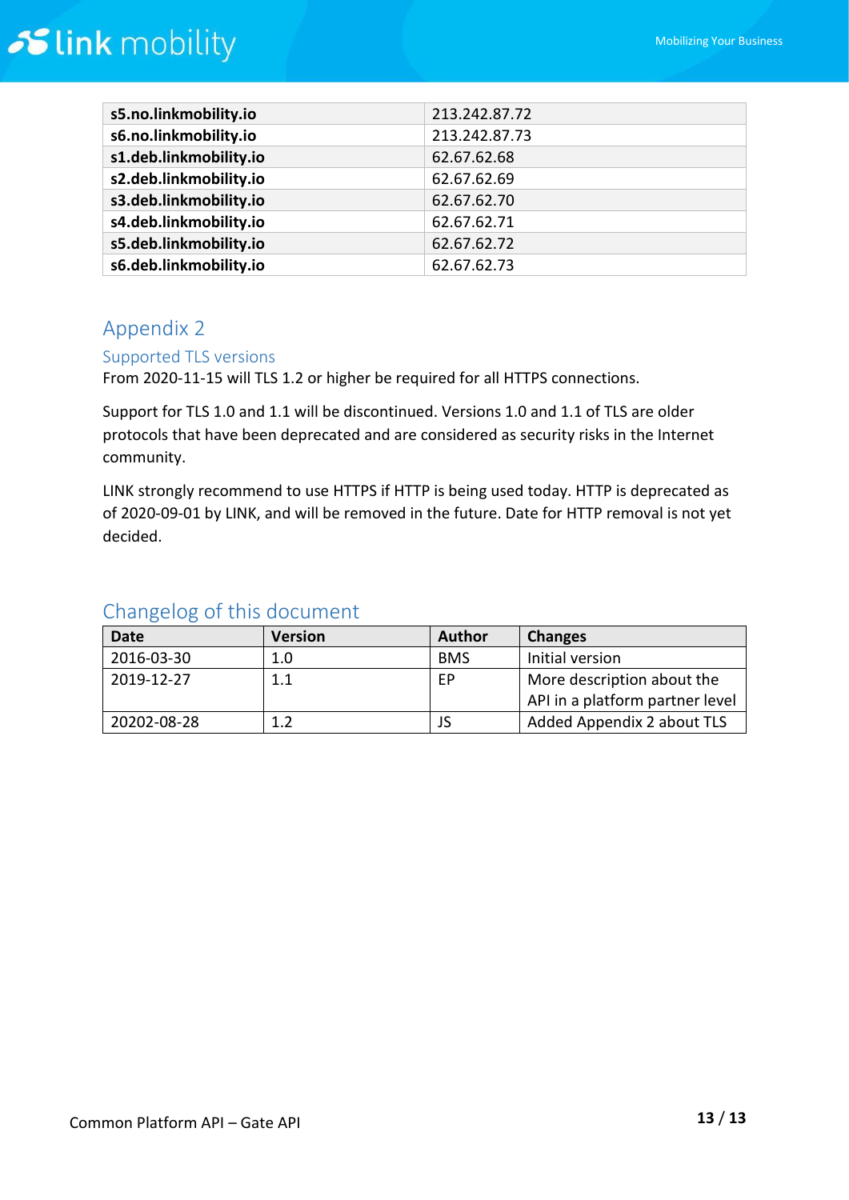| | |
|---|---|
| **s5.no.linkmobility.io** | 213.242.87.72 |
| **s6.no.linkmobility.io** | 213.242.87.73 |
| **s1.deb.linkmobility.io** | 62.67.62.68 |
| **s2.deb.linkmobility.io** | 62.67.62.69 |
| **s3.deb.linkmobility.io** | 62.67.62.70 |
| **s4.deb.linkmobility.io** | 62.67.62.71 |
| **s5.deb.linkmobility.io** | 62.67.62.72 |
| **s6.deb.linkmobility.io** | 62.67.62.73 |

# Appendix 2

## Supported TLS versions

From 2020-11-15 will TLS 1.2 or higher be required for all HTTPS connections.

Support for TLS 1.0 and 1.1 will be discontinued. Versions 1.0 and 1.1 of TLS are older protocols that have been deprecated and are considered as security risks in the Internet community.

LINK strongly recommend to use HTTPS if HTTP is being used today. HTTP is deprecated as of 2020-09-01 by LINK, and will be removed in the future. Date for HTTP removal is not yet decided.

# Changelog of this document

| Date | Version | Author | Changes |
|---|---|---|---|
| 2016-03-30 | 1.0 | BMS | Initial version |
| 2019-12-27 | 1.1 | EP | More description about the API in a platform partner level |
| 20202-08-28 | 1.2 | JS | Added Appendix 2 about TLS |